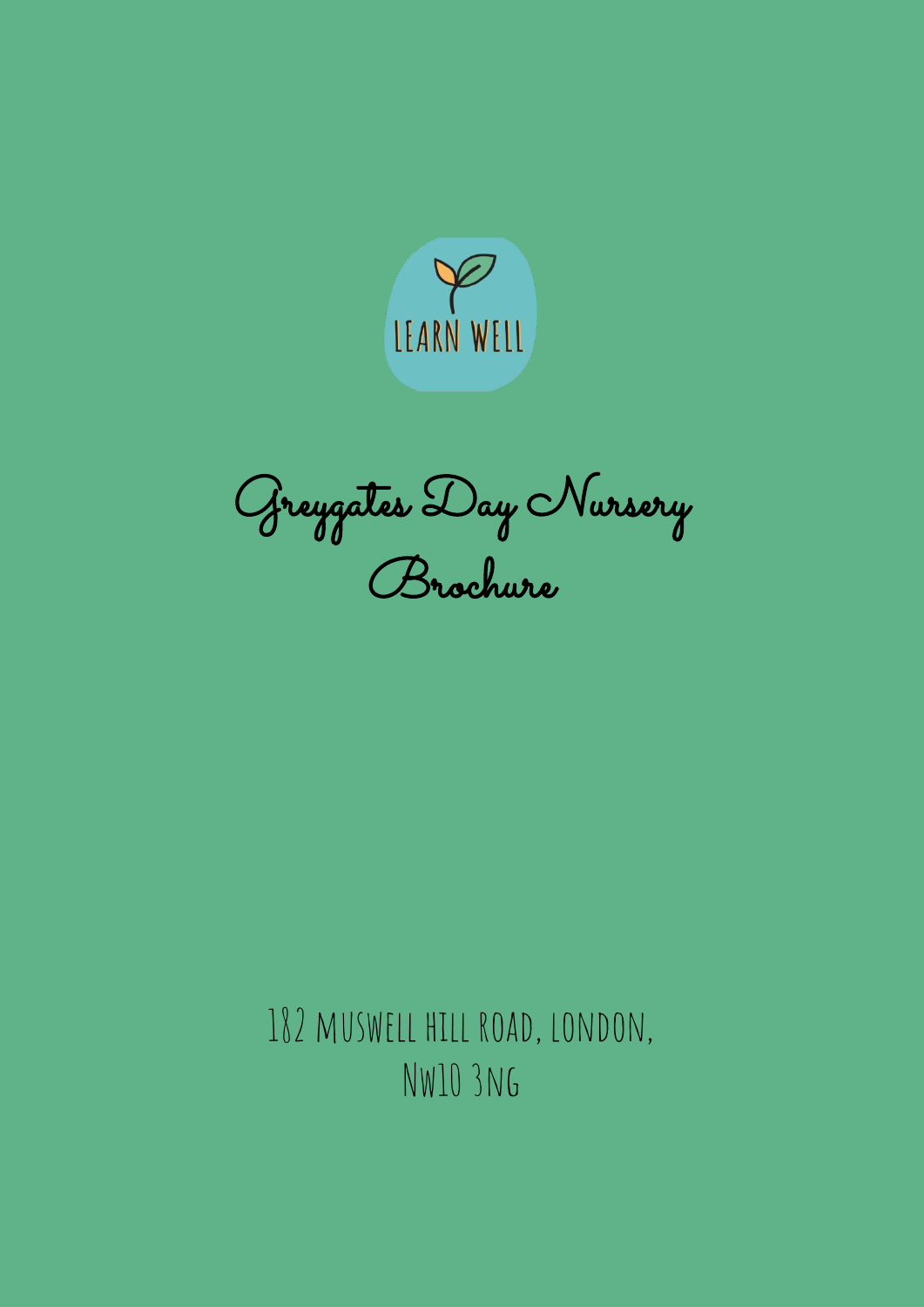LEARN WELL

# Greygates Day Nursery Brochure

182 MUSWELL HILL ROAD, LONDON, NW10 3NG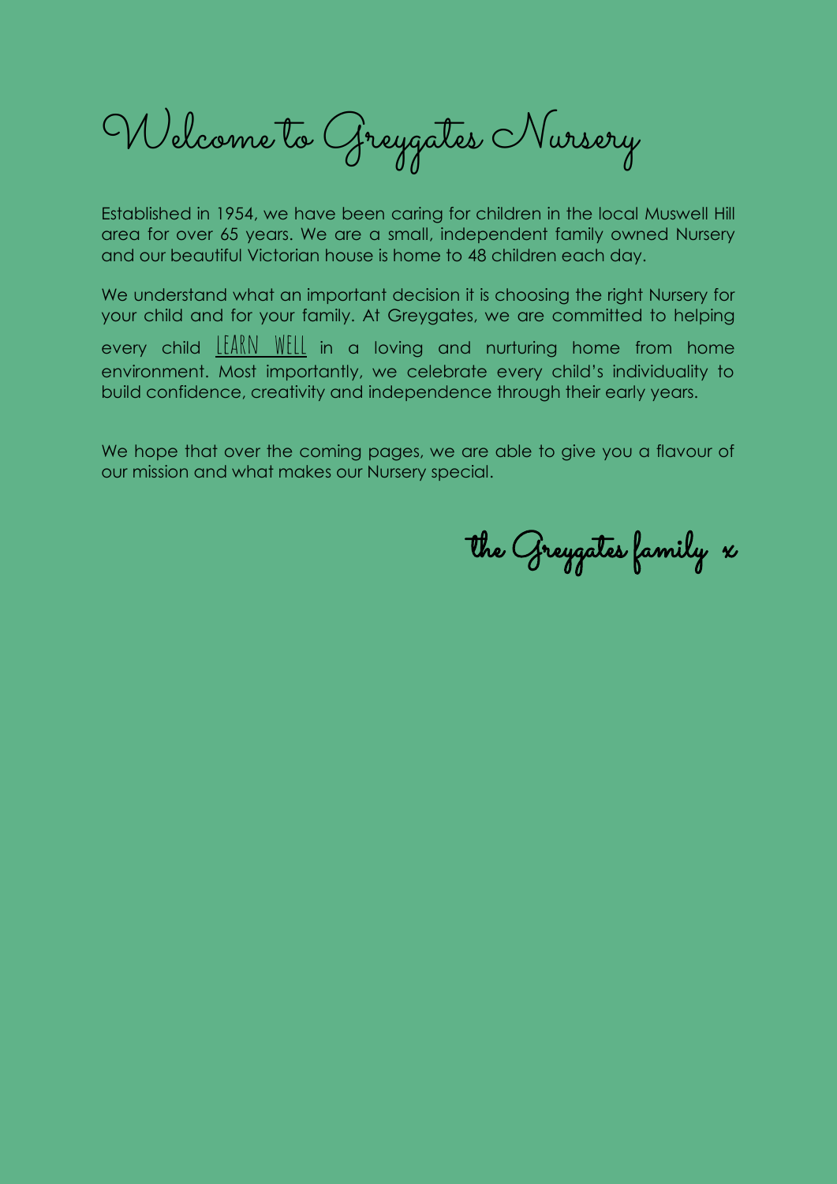# Welcome to Greygates Nursery

Established in 1954, we have been caring for children in the local Muswell Hill area for over 65 years. We are a small, independent family owned Nursery and our beautiful Victorian house is home to 48 children each day.

We understand what an important decision it is choosing the right Nursery for your child and for your family. At Greygates, we are committed to helping every child LEARN WELL in a loving and nurturing home from home environment. Most importantly, we celebrate every child's individuality to build confidence, creativity and independence through their early years.

We hope that over the coming pages, we are able to give you a flavour of our mission and what makes our Nursery special.

the Greygates family x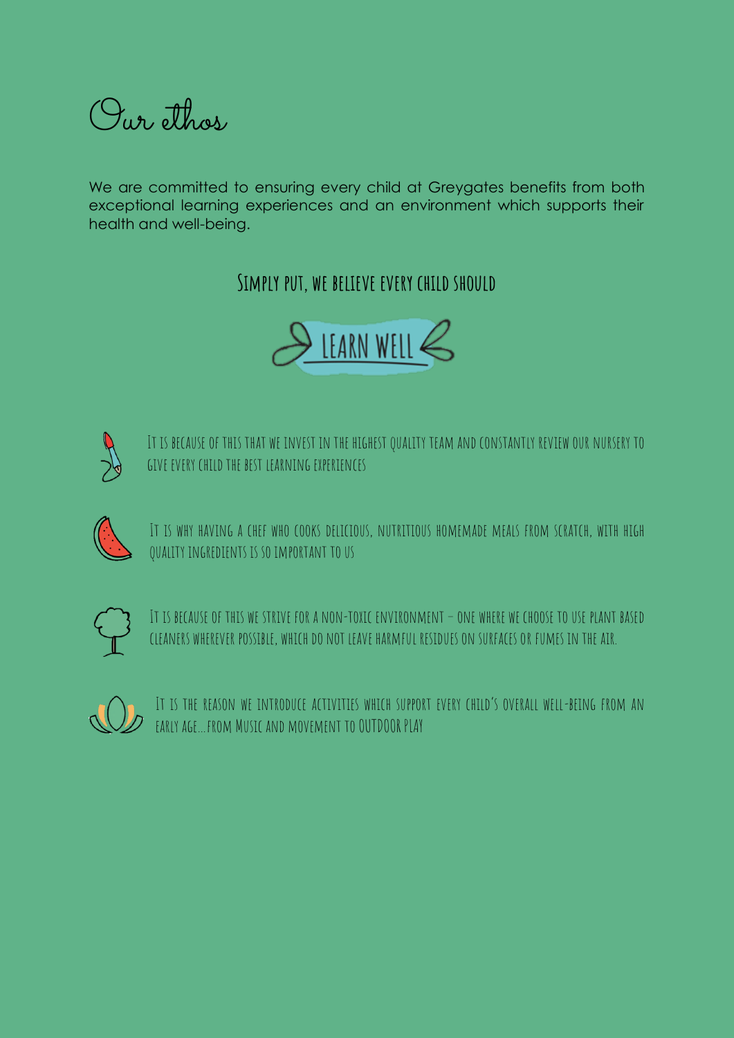# Our ethos

We are committed to ensuring every child at Greygates benefits from both exceptional learning experiences and an environment which supports their health and well-being.

## Simply put, we believe every child should

**LEARN WELL**

It is because of this that we invest in the highest quality team and constantly review our nursery to give every child the best learning experiences

It is why having a chef who cooks delicious, nutritious homemade meals from scratch, with high quality ingredients is so important to us

It is because of this we strive for a non-toxic environment – one where we choose to use plant based cleaners wherever possible, which do not leave harmful residues on surfaces or fumes in the air.

It is the reason we introduce activities which support every child's overall well-being from an early age...from Music and movement to OUTDOOR play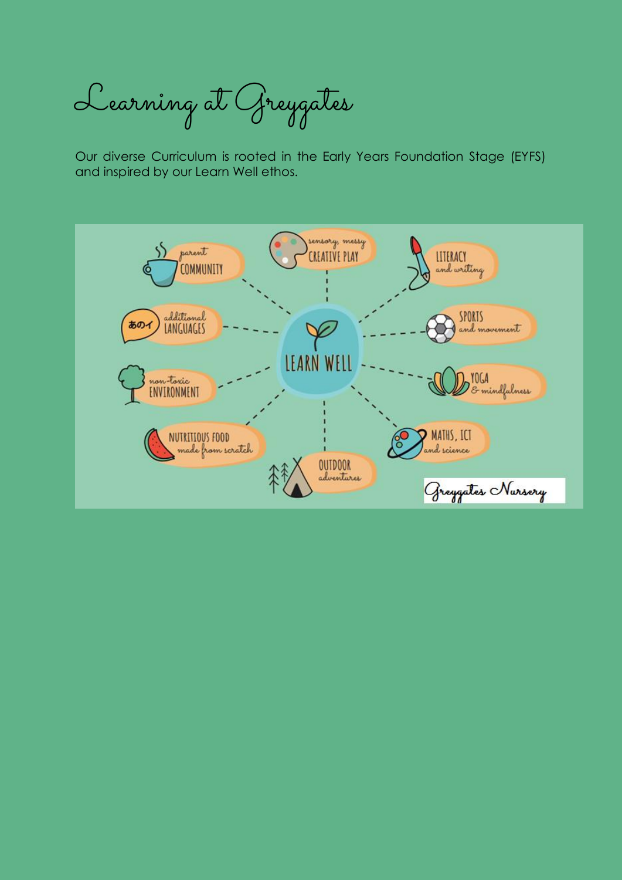# Learning at Greygates

Our diverse Curriculum is rooted in the Early Years Foundation Stage (EYFS) and inspired by our Learn Well ethos.

**LEARN WELL**

- parent COMMUNITY
- sensory, messy CREATIVE PLAY
- LITERACY and writing
- additional LANGUAGES
- SPORTS and movement
- non-toxic ENVIRONMENT
- YOGA & mindfulness
- NUTRITIOUS FOOD made from scratch
- OUTDOOR adventures
- MATHS, ICT and science

Greygates Nursery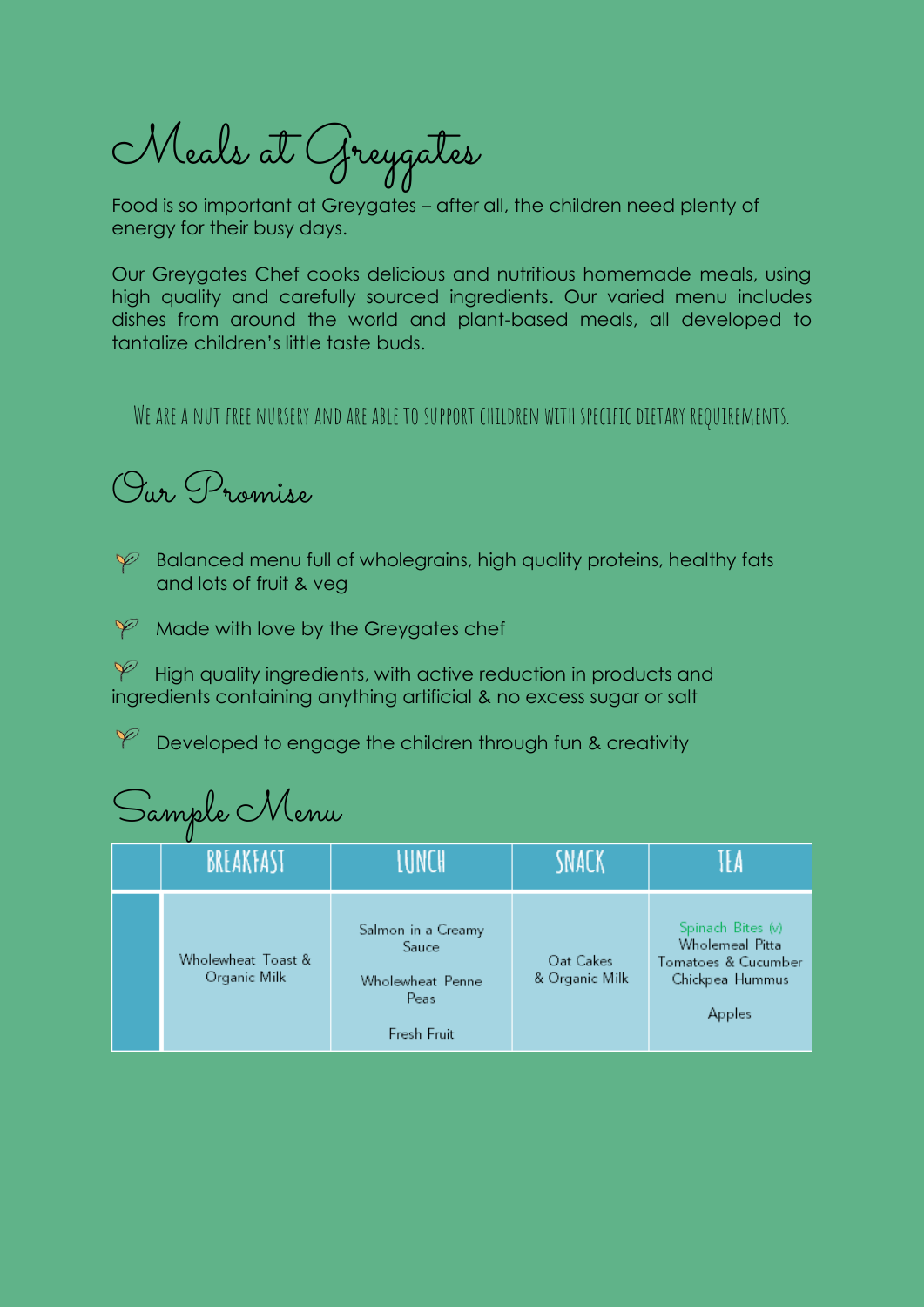# Meals at Greygates

Food is so important at Greygates – after all, the children need plenty of energy for their busy days.

Our Greygates Chef cooks delicious and nutritious homemade meals, using high quality and carefully sourced ingredients. Our varied menu includes dishes from around the world and plant-based meals, all developed to tantalize children's little taste buds.

WE ARE A NUT FREE NURSERY AND ARE ABLE TO SUPPORT CHILDREN WITH SPECIFIC DIETARY REQUIREMENTS.

## Our Promise

- Balanced menu full of wholegrains, high quality proteins, healthy fats and lots of fruit & veg
- Made with love by the Greygates chef
- High quality ingredients, with active reduction in products and ingredients containing anything artificial & no excess sugar or salt
- Developed to engage the children through fun & creativity

## Sample Menu

| | BREAKFAST | LUNCH | SNACK | TEA |
|---|---|---|---|---|
| | Wholewheat Toast & Organic Milk | Salmon in a Creamy Sauce<br><br>Wholewheat Penne<br>Peas<br><br>Fresh Fruit | Oat Cakes & Organic Milk | Spinach Bites (v)<br>Wholemeal Pitta<br>Tomatoes & Cucumber<br>Chickpea Hummus<br><br>Apples |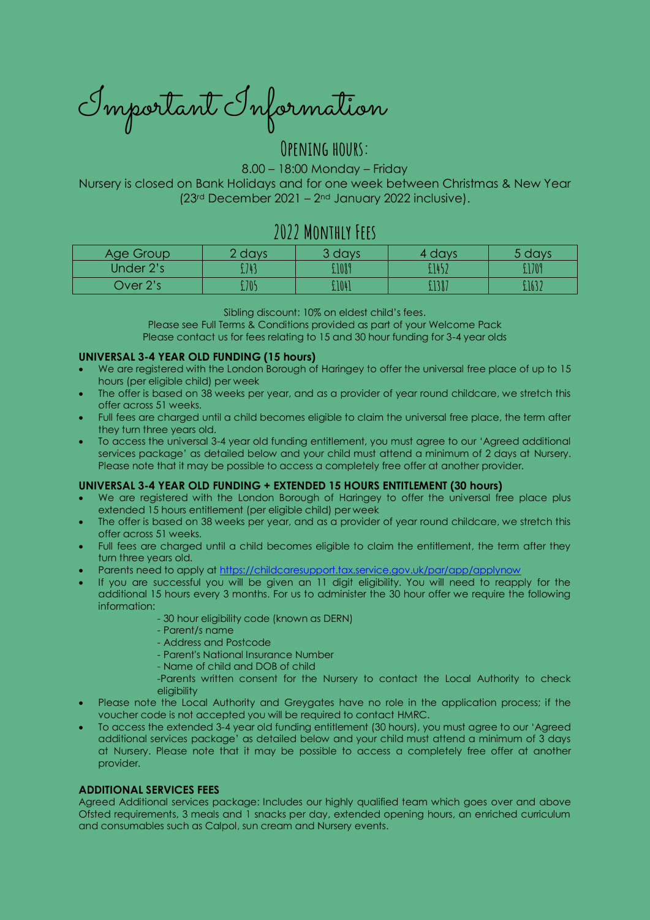# Important Information

## Opening hours:

8.00 – 18:00 Monday – Friday

Nursery is closed on Bank Holidays and for one week between Christmas & New Year (23rd December 2021 – 2nd January 2022 inclusive).

## 2022 Monthly Fees

| Age Group | 2 days | 3 days | 4 days | 5 days |
|---|---|---|---|---|
| Under 2's | £743 | £1089 | £1452 | £1709 |
| Over 2's | £705 | £1041 | £1387 | £1632 |

Sibling discount: 10% on eldest child's fees.

Please see Full Terms & Conditions provided as part of your Welcome Pack

Please contact us for fees relating to 15 and 30 hour funding for 3-4 year olds

**UNIVERSAL 3-4 YEAR OLD FUNDING (15 hours)**

- We are registered with the London Borough of Haringey to offer the universal free place of up to 15 hours (per eligible child) per week
- The offer is based on 38 weeks per year, and as a provider of year round childcare, we stretch this offer across 51 weeks.
- Full fees are charged until a child becomes eligible to claim the universal free place, the term after they turn three years old.
- To access the universal 3-4 year old funding entitlement, you must agree to our 'Agreed additional services package' as detailed below and your child must attend a minimum of 2 days at Nursery. Please note that it may be possible to access a completely free offer at another provider.

**UNIVERSAL 3-4 YEAR OLD FUNDING + EXTENDED 15 HOURS ENTITLEMENT (30 hours)**

- We are registered with the London Borough of Haringey to offer the universal free place plus extended 15 hours entitlement (per eligible child) per week
- The offer is based on 38 weeks per year, and as a provider of year round childcare, we stretch this offer across 51 weeks.
- Full fees are charged until a child becomes eligible to claim the entitlement, the term after they turn three years old.
- Parents need to apply at https://childcaresupport.tax.service.gov.uk/par/app/applynow
- If you are successful you will be given an 11 digit eligibility. You will need to reapply for the additional 15 hours every 3 months. For us to administer the 30 hour offer we require the following information:
  - 30 hour eligibility code (known as DERN)
  - Parent/s name
  - Address and Postcode
  - Parent's National Insurance Number
  - Name of child and DOB of child
  - Parents written consent for the Nursery to contact the Local Authority to check eligibility
- Please note the Local Authority and Greygates have no role in the application process; if the voucher code is not accepted you will be required to contact HMRC.
- To access the extended 3-4 year old funding entitlement (30 hours), you must agree to our 'Agreed additional services package' as detailed below and your child must attend a minimum of 3 days at Nursery. Please note that it may be possible to access a completely free offer at another provider.

**ADDITIONAL SERVICES FEES**

Agreed Additional services package: Includes our highly qualified team which goes over and above Ofsted requirements, 3 meals and 1 snacks per day, extended opening hours, an enriched curriculum and consumables such as Calpol, sun cream and Nursery events.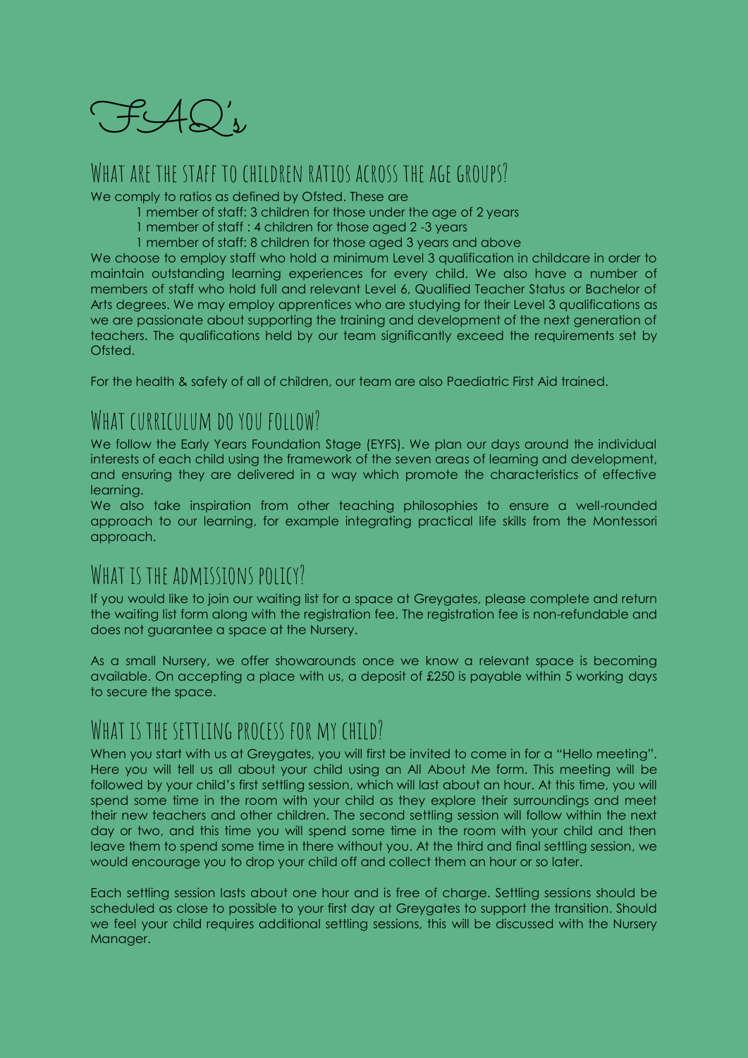# FAQ's

## What are the staff to children ratios across the age groups?

We comply to ratios as defined by Ofsted. These are

- 1 member of staff: 3 children for those under the age of 2 years
- 1 member of staff : 4 children for those aged 2 -3 years
- 1 member of staff: 8 children for those aged 3 years and above

We choose to employ staff who hold a minimum Level 3 qualification in childcare in order to maintain outstanding learning experiences for every child. We also have a number of members of staff who hold full and relevant Level 6, Qualified Teacher Status or Bachelor of Arts degrees. We may employ apprentices who are studying for their Level 3 qualifications as we are passionate about supporting the training and development of the next generation of teachers. The qualifications held by our team significantly exceed the requirements set by Ofsted.

For the health & safety of all of children, our team are also Paediatric First Aid trained.

## What curriculum do you follow?

We follow the Early Years Foundation Stage (EYFS). We plan our days around the individual interests of each child using the framework of the seven areas of learning and development, and ensuring they are delivered in a way which promote the characteristics of effective learning.

We also take inspiration from other teaching philosophies to ensure a well-rounded approach to our learning, for example integrating practical life skills from the Montessori approach.

## What is the admissions policy?

If you would like to join our waiting list for a space at Greygates, please complete and return the waiting list form along with the registration fee. The registration fee is non-refundable and does not guarantee a space at the Nursery.

As a small Nursery, we offer showarounds once we know a relevant space is becoming available. On accepting a place with us, a deposit of £250 is payable within 5 working days to secure the space.

## What is the settling process for my child?

When you start with us at Greygates, you will first be invited to come in for a "Hello meeting". Here you will tell us all about your child using an All About Me form. This meeting will be followed by your child's first settling session, which will last about an hour. At this time, you will spend some time in the room with your child as they explore their surroundings and meet their new teachers and other children. The second settling session will follow within the next day or two, and this time you will spend some time in the room with your child and then leave them to spend some time in there without you. At the third and final settling session, we would encourage you to drop your child off and collect them an hour or so later.

Each settling session lasts about one hour and is free of charge. Settling sessions should be scheduled as close to possible to your first day at Greygates to support the transition. Should we feel your child requires additional settling sessions, this will be discussed with the Nursery Manager.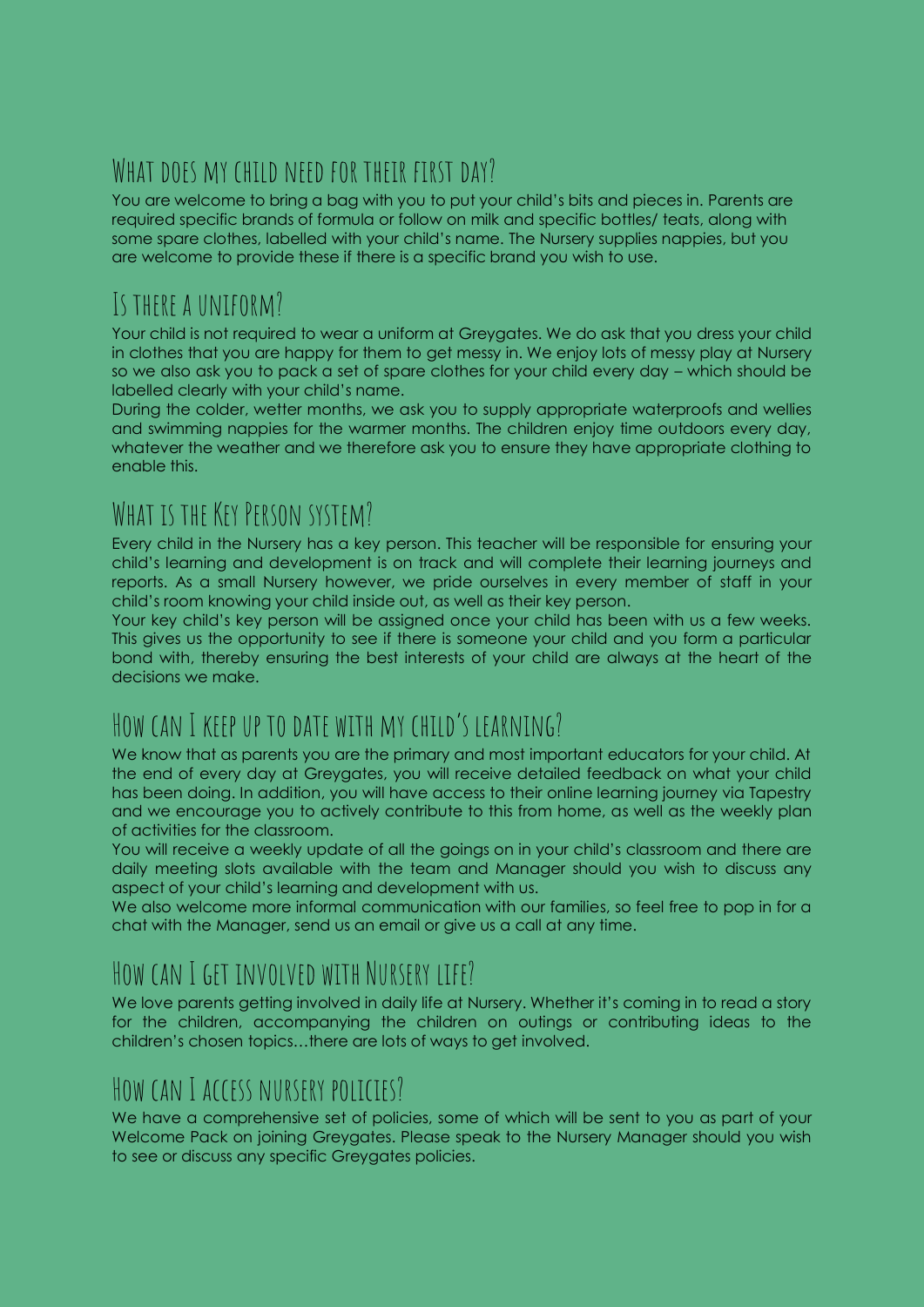## What does my child need for their first day?

You are welcome to bring a bag with you to put your child's bits and pieces in. Parents are required specific brands of formula or follow on milk and specific bottles/ teats, along with some spare clothes, labelled with your child's name. The Nursery supplies nappies, but you are welcome to provide these if there is a specific brand you wish to use.

## Is there a uniform?

Your child is not required to wear a uniform at Greygates. We do ask that you dress your child in clothes that you are happy for them to get messy in. We enjoy lots of messy play at Nursery so we also ask you to pack a set of spare clothes for your child every day – which should be labelled clearly with your child's name.

During the colder, wetter months, we ask you to supply appropriate waterproofs and wellies and swimming nappies for the warmer months. The children enjoy time outdoors every day, whatever the weather and we therefore ask you to ensure they have appropriate clothing to enable this.

## What is the Key Person system?

Every child in the Nursery has a key person. This teacher will be responsible for ensuring your child's learning and development is on track and will complete their learning journeys and reports. As a small Nursery however, we pride ourselves in every member of staff in your child's room knowing your child inside out, as well as their key person.

Your key child's key person will be assigned once your child has been with us a few weeks. This gives us the opportunity to see if there is someone your child and you form a particular bond with, thereby ensuring the best interests of your child are always at the heart of the decisions we make.

## How can I keep up to date with my child's learning?

We know that as parents you are the primary and most important educators for your child. At the end of every day at Greygates, you will receive detailed feedback on what your child has been doing. In addition, you will have access to their online learning journey via Tapestry and we encourage you to actively contribute to this from home, as well as the weekly plan of activities for the classroom.

You will receive a weekly update of all the goings on in your child's classroom and there are daily meeting slots available with the team and Manager should you wish to discuss any aspect of your child's learning and development with us.

We also welcome more informal communication with our families, so feel free to pop in for a chat with the Manager, send us an email or give us a call at any time.

## How can I get involved with Nursery life?

We love parents getting involved in daily life at Nursery. Whether it's coming in to read a story for the children, accompanying the children on outings or contributing ideas to the children's chosen topics…there are lots of ways to get involved.

## How can I access nursery policies?

We have a comprehensive set of policies, some of which will be sent to you as part of your Welcome Pack on joining Greygates. Please speak to the Nursery Manager should you wish to see or discuss any specific Greygates policies.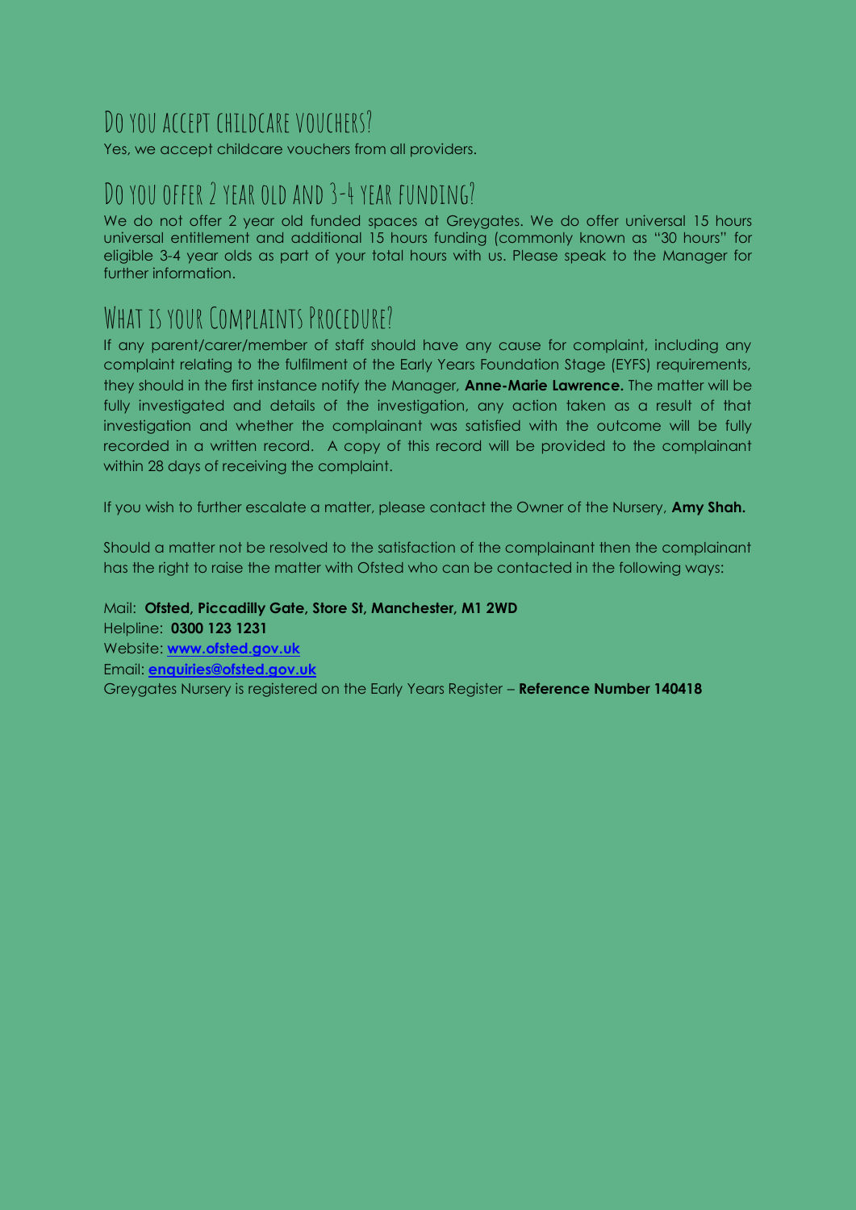## Do you accept childcare vouchers?

Yes, we accept childcare vouchers from all providers.

## Do you offer 2 year old and 3-4 year funding?

We do not offer 2 year old funded spaces at Greygates. We do offer universal 15 hours universal entitlement and additional 15 hours funding (commonly known as "30 hours" for eligible 3-4 year olds as part of your total hours with us. Please speak to the Manager for further information.

## What is your Complaints Procedure?

If any parent/carer/member of staff should have any cause for complaint, including any complaint relating to the fulfilment of the Early Years Foundation Stage (EYFS) requirements, they should in the first instance notify the Manager, **Anne-Marie Lawrence.** The matter will be fully investigated and details of the investigation, any action taken as a result of that investigation and whether the complainant was satisfied with the outcome will be fully recorded in a written record. A copy of this record will be provided to the complainant within 28 days of receiving the complaint.

If you wish to further escalate a matter, please contact the Owner of the Nursery, **Amy Shah.**

Should a matter not be resolved to the satisfaction of the complainant then the complainant has the right to raise the matter with Ofsted who can be contacted in the following ways:

Mail: **Ofsted, Piccadilly Gate, Store St, Manchester, M1 2WD**
Helpline: **0300 123 1231**
Website: **www.ofsted.gov.uk**
Email: **enquiries@ofsted.gov.uk**
Greygates Nursery is registered on the Early Years Register – **Reference Number 140418**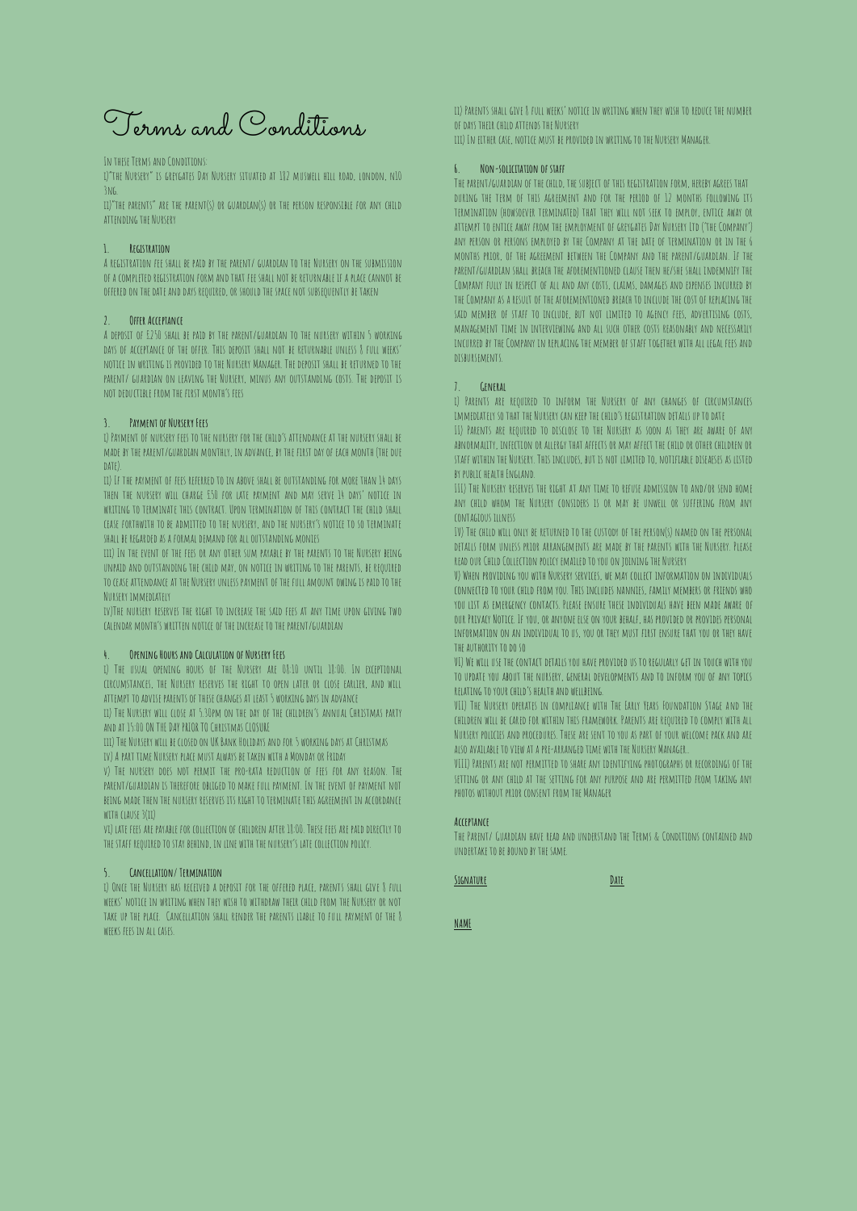# Terms and Conditions

In these Terms and Conditions:

i)"The Nursery" is greygates Day Nursery situated at 182 muswell hill road, london, n10 3ng.

ii)"The parents" are the parent(s) or guardian(s) or the person responsible for any child attending the Nursery

### 1. Registration

A registration fee shall be paid by the parent/ guardian to the Nursery on the submission of a completed registration form and that fee shall not be returnable if a place cannot be offered on the date and days required, or should the space not subsequently be taken

### 2. Offer Acceptance

A deposit of £250 shall be paid by the parent/guardian to the nursery within 5 working days of acceptance of the offer. This deposit shall not be returnable unless 8 full weeks' notice in writing is provided to the Nursery Manager. The deposit shall be returned to the parent/ guardian on leaving the Nursery, minus any outstanding costs. The deposit is not deductible from the first month's fees

### 3. Payment of Nursery Fees

i) Payment of nursery fees to the nursery for the child's attendance at the nursery shall be made by the parent/guardian monthly, in advance, by the first day of each month (the due date).

ii) If the payment of fees referred to in above shall be outstanding for more than 14 days then the nursery will charge £50 for late payment and may serve 14 days' notice in writing to terminate this contract. Upon termination of this contract the child shall cease forthwith to be admitted to the nursery, and the nursery's notice to so terminate shall be regarded as a formal demand for all outstanding monies

iii) In the event of the fees or any other sum payable by the parents to the Nursery being unpaid and outstanding the child may, on notice in writing to the parents, be required to cease attendance at the Nursery unless payment of the full amount owing is paid to the Nursery immediately

iv)The nursery reserves the right to increase the said fees at any time upon giving two calendar month's written notice of the increase to the parent/guardian

### 4. Opening Hours and Calculation of Nursery Fees

i) The usual opening hours of the Nursery are 08:10 until 18:00. In exceptional circumstances, the Nursery reserves the right to open later or close earlier, and will attempt to advise parents of these changes at least 5 working days in advance

ii) The Nursery will close at 5.30pm on the day of the children's annual Christmas party and at 15:00 on the day prior to Christmas closure

iii) The Nursery will be closed on UK Bank Holidays and for 5 working days at Christmas

iv) A part time Nursery place must always be taken with a Monday or Friday

v) The nursery does not permit the pro-rata reduction of fees for any reason. The parent/guardian is therefore obliged to make full payment. In the event of payment not being made then the nursery reserves its right to terminate this agreement in accordance with clause 3(ii)

vi) Late fees are payable for collection of children after 18:00. These fees are paid directly to the staff required to stay behind, in line with the nursery's late collection policy.

### 5. Cancellation/ Termination

i) Once the Nursery has received a deposit for the offered place, parents shall give 8 full weeks' notice in writing when they wish to withdraw their child from the Nursery or not take up the place. Cancellation shall render the parents liable to full payment of the 8 weeks fees in all cases.

ii) Parents shall give 8 full weeks' notice in writing when they wish to reduce the number of days their child attends the Nursery

iii) In either case, notice must be provided in writing to the Nursery Manager.

### 6. Non-solicitation of staff

The parent/guardian of the child, the subject of this registration form, hereby agrees that during the term of this agreement and for the period of 12 months following its termination (howsoever terminated) that they will not seek to employ, entice away or attempt to entice away from the employment of greygates Day Nursery Ltd ("the Company") any person or persons employed by the Company at the date of termination or in the 6 months prior, of the agreement between the Company and the parent/guardian. If the parent/guardian shall breach the aforementioned clause then he/she shall indemnify the Company fully in respect of all and any costs, claims, damages and expenses incurred by the Company as a result of the aforementioned breach to include the cost of replacing the said member of staff to include, but not limited to agency fees, advertising costs, management time in interviewing and all such other costs reasonably and necessarily incurred by the Company in replacing the member of staff together with all legal fees and disbursements.

### 7. General

i) Parents are required to inform the Nursery of any changes of circumstances immediately so that the Nursery can keep the child's registration details up to date

ii) Parents are required to disclose to the Nursery as soon as they are aware of any abnormality, infection or allergy that affects or may affect the child or other children or staff within the Nursery. This includes, but is not limited to, notifiable diseases as listed by public health England.

iii) The Nursery reserves the right at any time to refuse admission to and/or send home any child whom the Nursery considers is or may be unwell or suffering from any contagious illness

iv) The child will only be returned to the custody of the person(s) named on the personal details form unless prior arrangements are made by the parents with the Nursery. Please read our Child Collection policy emailed to you on joining the Nursery

v) When providing you with Nursery services, we may collect information on individuals connected to your child from you. This includes nannies, family members or friends who you list as emergency contacts. Please ensure these individuals have been made aware of our Privacy Notice. If you, or anyone else on your behalf, has provided or provides personal information on an individual to us, you or they must first ensure that you or they have the authority to do so

vi) We will use the contact details you have provided us to regularly get in touch with you to update you about the nursery, general developments and to inform you of any topics relating to your child's health and wellbeing.

vii) The Nursery operates in compliance with The Early Years Foundation Stage and the children will be cared for within this framework. Parents are required to comply with all Nursery policies and procedures. These are sent to you as part of your welcome pack and are also available to view at a pre-arranged time with the Nursery Manager.

viii) Parents are not permitted to share any identifying photographs or recordings of the setting or any child at the setting for any purpose and are permitted from taking any photos without prior consent from the Manager

### Acceptance

The Parent/ Guardian have read and understand the Terms & Conditions contained and undertake to be bound by the same.

<u>Signature</u> <u>Date</u>

<u>NAME</u>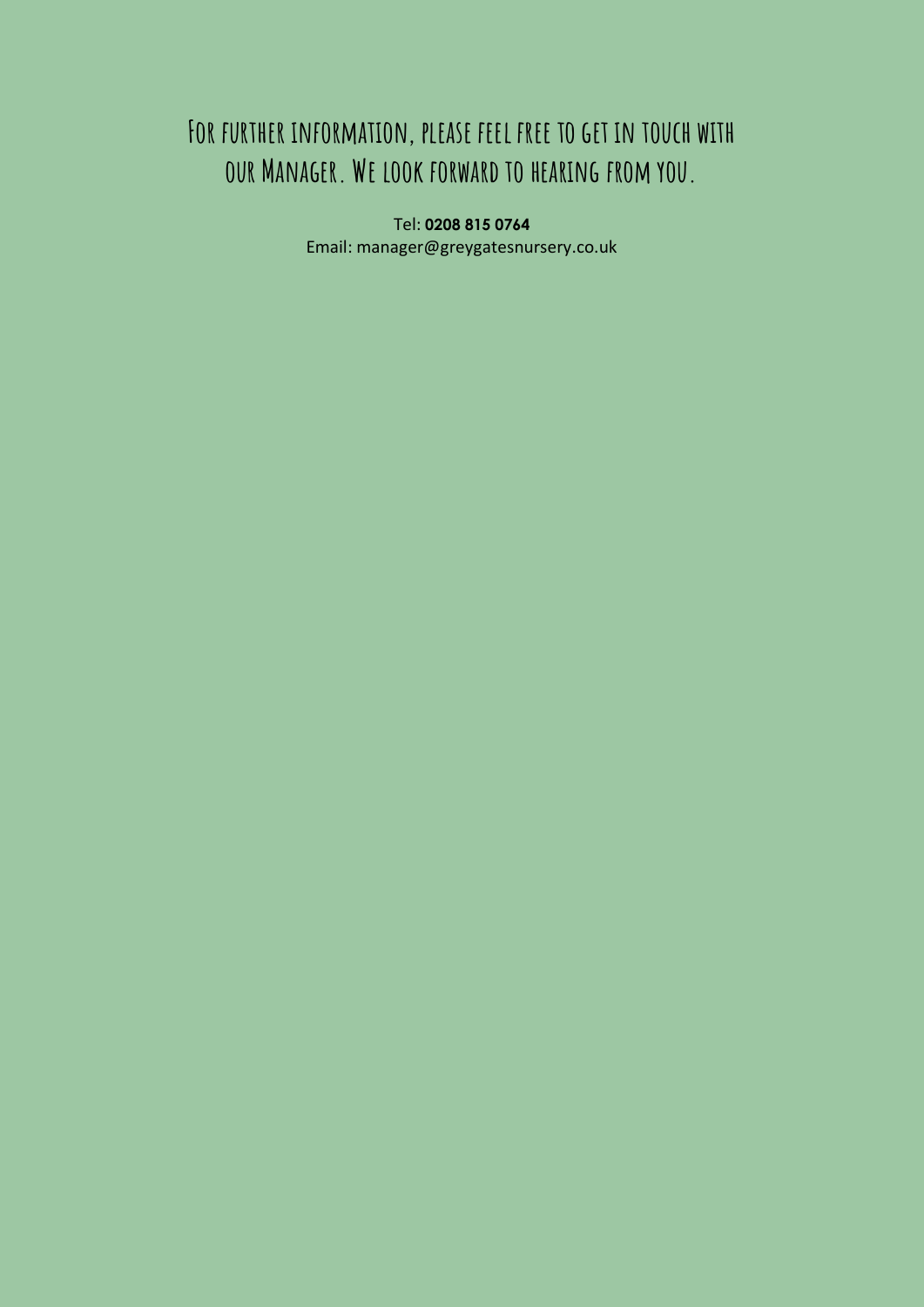## For further information, please feel free to get in touch with our Manager. We look forward to hearing from you.

Tel: **0208 815 0764**
Email: manager@greygatesnursery.co.uk